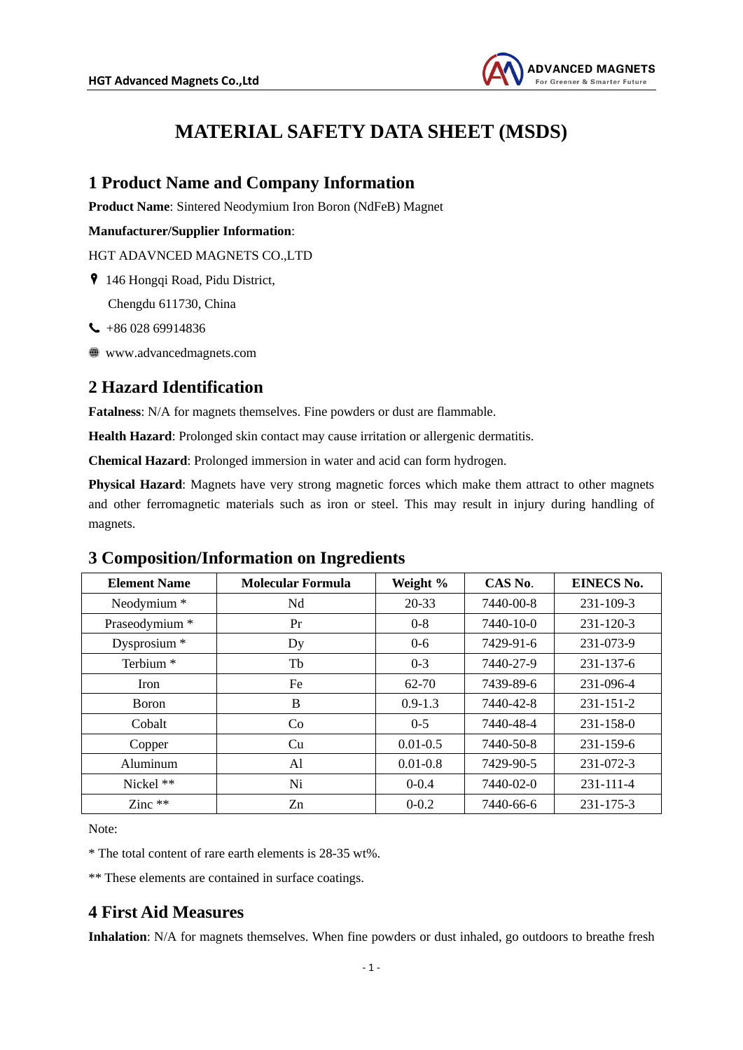# MATERIAL SAFETY DATA SHEET (MSDS)

## 1 Product Name and Company Information

**Product Name**: Sintered Neodymium Iron Boron (NdFeB) Magnet

**Manufacturer/Supplier Information**:

HGT ADAVNCED MAGNETS CO.,LTD

146 Hongqi Road, Pidu District,

Chengdu 611730, China

+86 028 69914836

www.advancedmagnets.com

## 2 Hazard Identification

**Fatalness**: N/A for magnets themselves. Fine powders or dust are flammable.

**Health Hazard**: Prolonged skin contact may cause irritation or allergenic dermatitis.

**Chemical Hazard**: Prolonged immersion in water and acid can form hydrogen.

**Physical Hazard**: Magnets have very strong magnetic forces which make them attract to other magnets and other ferromagnetic materials such as iron or steel. This may result in injury during handling of magnets.

## 3 Composition/Information on Ingredients

| Element Name | Molecular Formula | Weight % | CAS No. | EINECS No. |
| --- | --- | --- | --- | --- |
| Neodymium * | Nd | 20-33 | 7440-00-8 | 231-109-3 |
| Praseodymium * | Pr | 0-8 | 7440-10-0 | 231-120-3 |
| Dysprosium * | Dy | 0-6 | 7429-91-6 | 231-073-9 |
| Terbium * | Tb | 0-3 | 7440-27-9 | 231-137-6 |
| Iron | Fe | 62-70 | 7439-89-6 | 231-096-4 |
| Boron | B | 0.9-1.3 | 7440-42-8 | 231-151-2 |
| Cobalt | Co | 0-5 | 7440-48-4 | 231-158-0 |
| Copper | Cu | 0.01-0.5 | 7440-50-8 | 231-159-6 |
| Aluminum | Al | 0.01-0.8 | 7429-90-5 | 231-072-3 |
| Nickel ** | Ni | 0-0.4 | 7440-02-0 | 231-111-4 |
| Zinc ** | Zn | 0-0.2 | 7440-66-6 | 231-175-3 |

Note:

* The total content of rare earth elements is 28-35 wt%.

** These elements are contained in surface coatings.

## 4 First Aid Measures

**Inhalation**: N/A for magnets themselves. When fine powders or dust inhaled, go outdoors to breathe fresh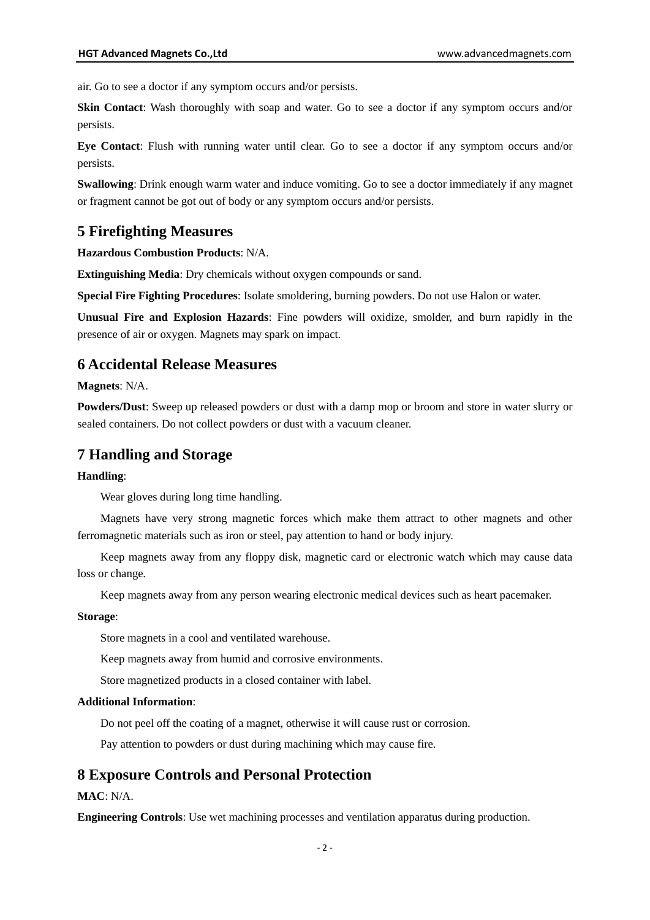air. Go to see a doctor if any symptom occurs and/or persists.

**Skin Contact**: Wash thoroughly with soap and water. Go to see a doctor if any symptom occurs and/or persists.

**Eye Contact**: Flush with running water until clear. Go to see a doctor if any symptom occurs and/or persists.

**Swallowing**: Drink enough warm water and induce vomiting. Go to see a doctor immediately if any magnet or fragment cannot be got out of body or any symptom occurs and/or persists.

## 5 Firefighting Measures

**Hazardous Combustion Products**: N/A.

**Extinguishing Media**: Dry chemicals without oxygen compounds or sand.

**Special Fire Fighting Procedures**: Isolate smoldering, burning powders. Do not use Halon or water.

**Unusual Fire and Explosion Hazards**: Fine powders will oxidize, smolder, and burn rapidly in the presence of air or oxygen. Magnets may spark on impact.

## 6 Accidental Release Measures

**Magnets**: N/A.

**Powders/Dust**: Sweep up released powders or dust with a damp mop or broom and store in water slurry or sealed containers. Do not collect powders or dust with a vacuum cleaner.

## 7 Handling and Storage

**Handling**:

Wear gloves during long time handling.

Magnets have very strong magnetic forces which make them attract to other magnets and other ferromagnetic materials such as iron or steel, pay attention to hand or body injury.

Keep magnets away from any floppy disk, magnetic card or electronic watch which may cause data loss or change.

Keep magnets away from any person wearing electronic medical devices such as heart pacemaker.

**Storage**:

Store magnets in a cool and ventilated warehouse.

Keep magnets away from humid and corrosive environments.

Store magnetized products in a closed container with label.

**Additional Information**:

Do not peel off the coating of a magnet, otherwise it will cause rust or corrosion.

Pay attention to powders or dust during machining which may cause fire.

## 8 Exposure Controls and Personal Protection

**MAC**: N/A.

**Engineering Controls**: Use wet machining processes and ventilation apparatus during production.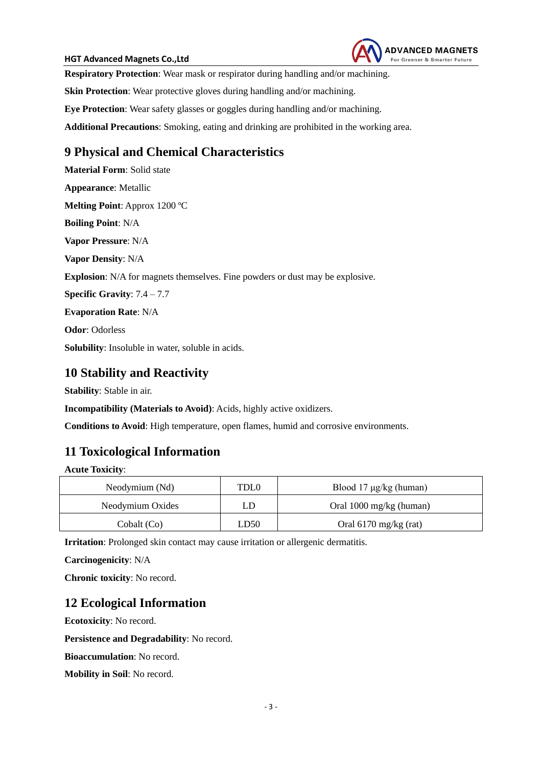**Respiratory Protection**: Wear mask or respirator during handling and/or machining.

**Skin Protection**: Wear protective gloves during handling and/or machining.

**Eye Protection**: Wear safety glasses or goggles during handling and/or machining.

**Additional Precautions**: Smoking, eating and drinking are prohibited in the working area.

## 9 Physical and Chemical Characteristics

**Material Form**: Solid state

**Appearance**: Metallic

**Melting Point**: Approx 1200 ºC

**Boiling Point**: N/A

**Vapor Pressure**: N/A

**Vapor Density**: N/A

**Explosion**: N/A for magnets themselves. Fine powders or dust may be explosive.

**Specific Gravity**: 7.4 – 7.7

**Evaporation Rate**: N/A

**Odor**: Odorless

**Solubility**: Insoluble in water, soluble in acids.

## 10 Stability and Reactivity

**Stability**: Stable in air.

**Incompatibility (Materials to Avoid)**: Acids, highly active oxidizers.

**Conditions to Avoid**: High temperature, open flames, humid and corrosive environments.

## 11 Toxicological Information

**Acute Toxicity**:

| | | |
|---|---|---|
| Neodymium (Nd) | TDL0 | Blood 17 μg/kg (human) |
| Neodymium Oxides | LD | Oral 1000 mg/kg (human) |
| Cobalt (Co) | LD50 | Oral 6170 mg/kg (rat) |

**Irritation**: Prolonged skin contact may cause irritation or allergenic dermatitis.

**Carcinogenicity**: N/A

**Chronic toxicity**: No record.

## 12 Ecological Information

**Ecotoxicity**: No record.

**Persistence and Degradability**: No record.

**Bioaccumulation**: No record.

**Mobility in Soil**: No record.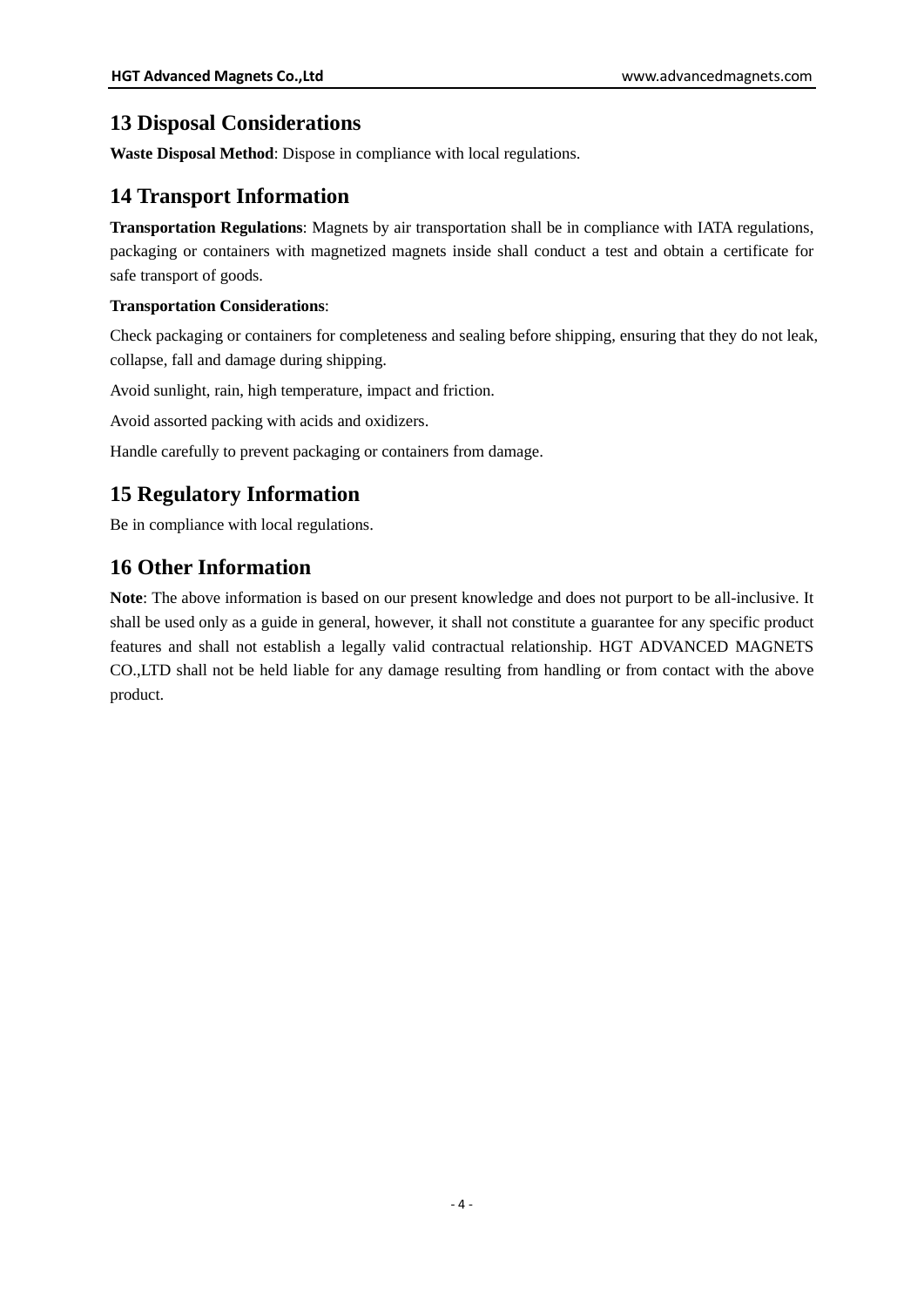## 13 Disposal Considerations

**Waste Disposal Method**: Dispose in compliance with local regulations.

## 14 Transport Information

**Transportation Regulations**: Magnets by air transportation shall be in compliance with IATA regulations, packaging or containers with magnetized magnets inside shall conduct a test and obtain a certificate for safe transport of goods.

**Transportation Considerations**:

Check packaging or containers for completeness and sealing before shipping, ensuring that they do not leak, collapse, fall and damage during shipping.

Avoid sunlight, rain, high temperature, impact and friction.

Avoid assorted packing with acids and oxidizers.

Handle carefully to prevent packaging or containers from damage.

## 15 Regulatory Information

Be in compliance with local regulations.

## 16 Other Information

**Note**: The above information is based on our present knowledge and does not purport to be all-inclusive. It shall be used only as a guide in general, however, it shall not constitute a guarantee for any specific product features and shall not establish a legally valid contractual relationship. HGT ADVANCED MAGNETS CO.,LTD shall not be held liable for any damage resulting from handling or from contact with the above product.